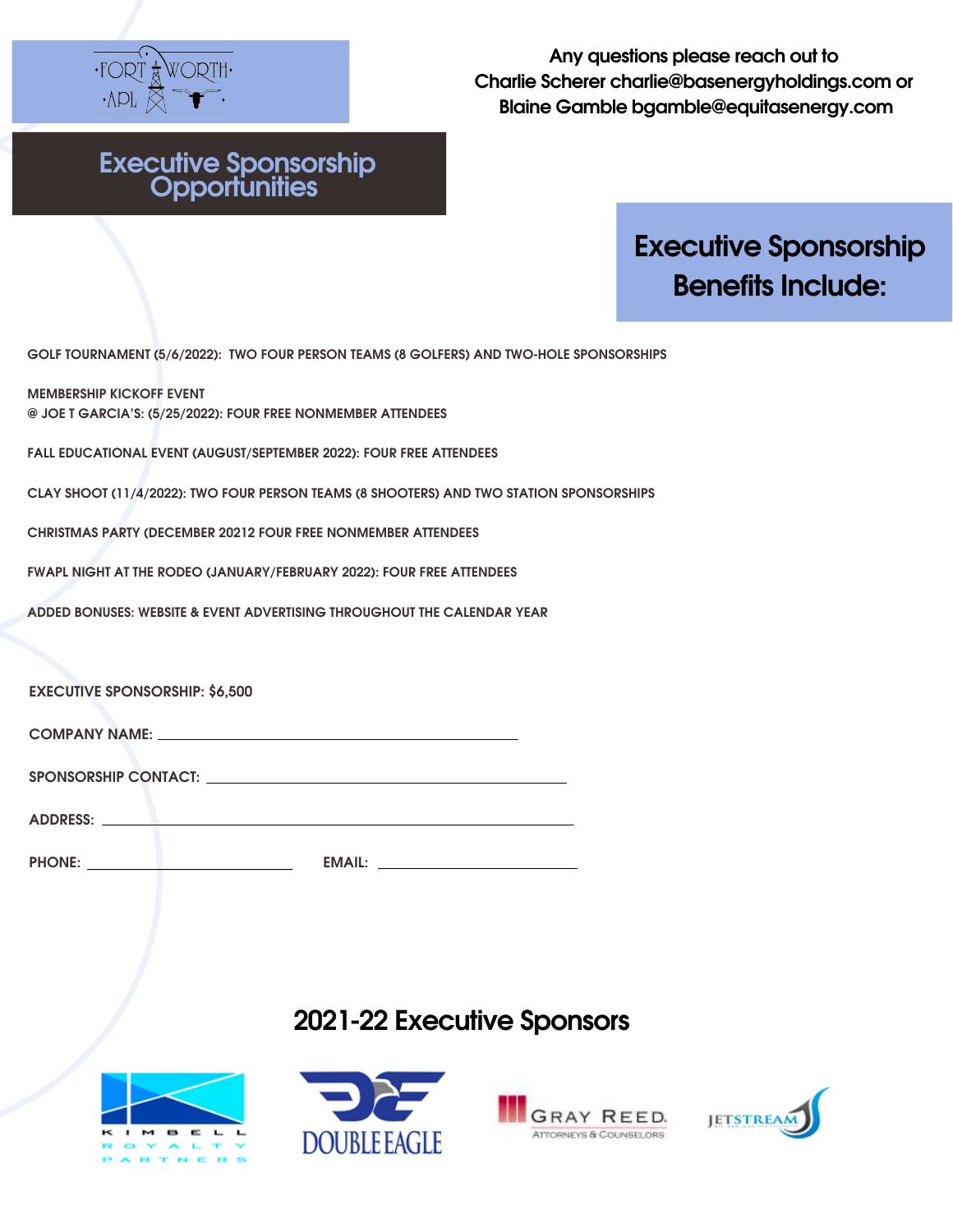FORT WORTH APL

Any questions please reach out to
Charlie Scherer charlie@basenergyholdings.com or
Blaine Gamble bgamble@equitasenergy.com

# Executive Sponsorship Opportunities

## Executive Sponsorship Benefits Include:

GOLF TOURNAMENT (5/6/2022): TWO FOUR PERSON TEAMS (8 GOLFERS) AND TWO-HOLE SPONSORSHIPS

MEMBERSHIP KICKOFF EVENT
@ JOE T GARCIA'S: (5/25/2022): FOUR FREE NONMEMBER ATTENDEES

FALL EDUCATIONAL EVENT (AUGUST/SEPTEMBER 2022): FOUR FREE ATTENDEES

CLAY SHOOT (11/4/2022): TWO FOUR PERSON TEAMS (8 SHOOTERS) AND TWO STATION SPONSORSHIPS

CHRISTMAS PARTY (DECEMBER 20212 FOUR FREE NONMEMBER ATTENDEES

FWAPL NIGHT AT THE RODEO (JANUARY/FEBRUARY 2022): FOUR FREE ATTENDEES

ADDED BONUSES: WEBSITE & EVENT ADVERTISING THROUGHOUT THE CALENDAR YEAR

EXECUTIVE SPONSORSHIP: $6,500

COMPANY NAME: ______________________________

SPONSORSHIP CONTACT: ______________________________

ADDRESS: ______________________________

PHONE: ____________________ EMAIL: ____________________

## 2021-22 Executive Sponsors

KIMBELL ROYALTY PARTNERS

DOUBLE EAGLE

GRAY REED ATTORNEYS & COUNSELORS

JETSTREAM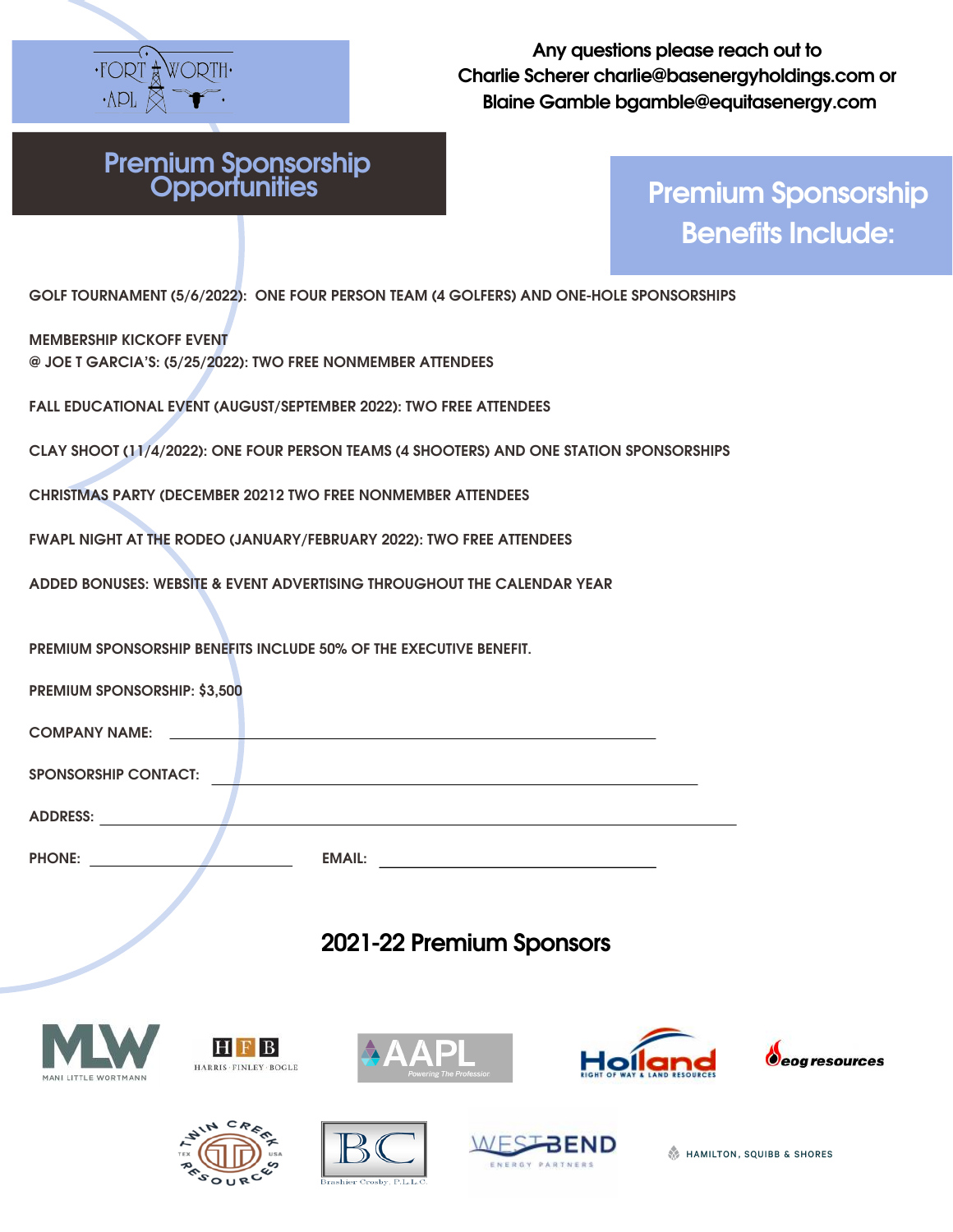FORT WORTH APL

Any questions please reach out to
Charlie Scherer charlie@basenergyholdings.com or
Blaine Gamble bgamble@equitasenergy.com

# Premium Sponsorship Opportunities

## Premium Sponsorship Benefits Include:

GOLF TOURNAMENT (5/6/2022): ONE FOUR PERSON TEAM (4 GOLFERS) AND ONE-HOLE SPONSORSHIPS

MEMBERSHIP KICKOFF EVENT
@ JOE T GARCIA'S: (5/25/2022): TWO FREE NONMEMBER ATTENDEES

FALL EDUCATIONAL EVENT (AUGUST/SEPTEMBER 2022): TWO FREE ATTENDEES

CLAY SHOOT (11/4/2022): ONE FOUR PERSON TEAMS (4 SHOOTERS) AND ONE STATION SPONSORSHIPS

CHRISTMAS PARTY (DECEMBER 20212 TWO FREE NONMEMBER ATTENDEES

FWAPL NIGHT AT THE RODEO (JANUARY/FEBRUARY 2022): TWO FREE ATTENDEES

ADDED BONUSES: WEBSITE & EVENT ADVERTISING THROUGHOUT THE CALENDAR YEAR

PREMIUM SPONSORSHIP BENEFITS INCLUDE 50% OF THE EXECUTIVE BENEFIT.

PREMIUM SPONSORSHIP: $3,500

COMPANY NAME: ______________________________

SPONSORSHIP CONTACT: ______________________________

ADDRESS: ______________________________

PHONE: ______________ EMAIL: ______________

## 2021-22 Premium Sponsors

MANI LITTLE WORTMANN

HARRIS · FINLEY · BOGLE

AAPL Powering The Professior

Holland RIGHT OF WAY & LAND RESOURCES

eog resources

TWIN CREEK RESOURCES

Brashier Crosby, P.L.L.C.

WESTBEND ENERGY PARTNERS

HAMILTON, SQUIBB & SHORES